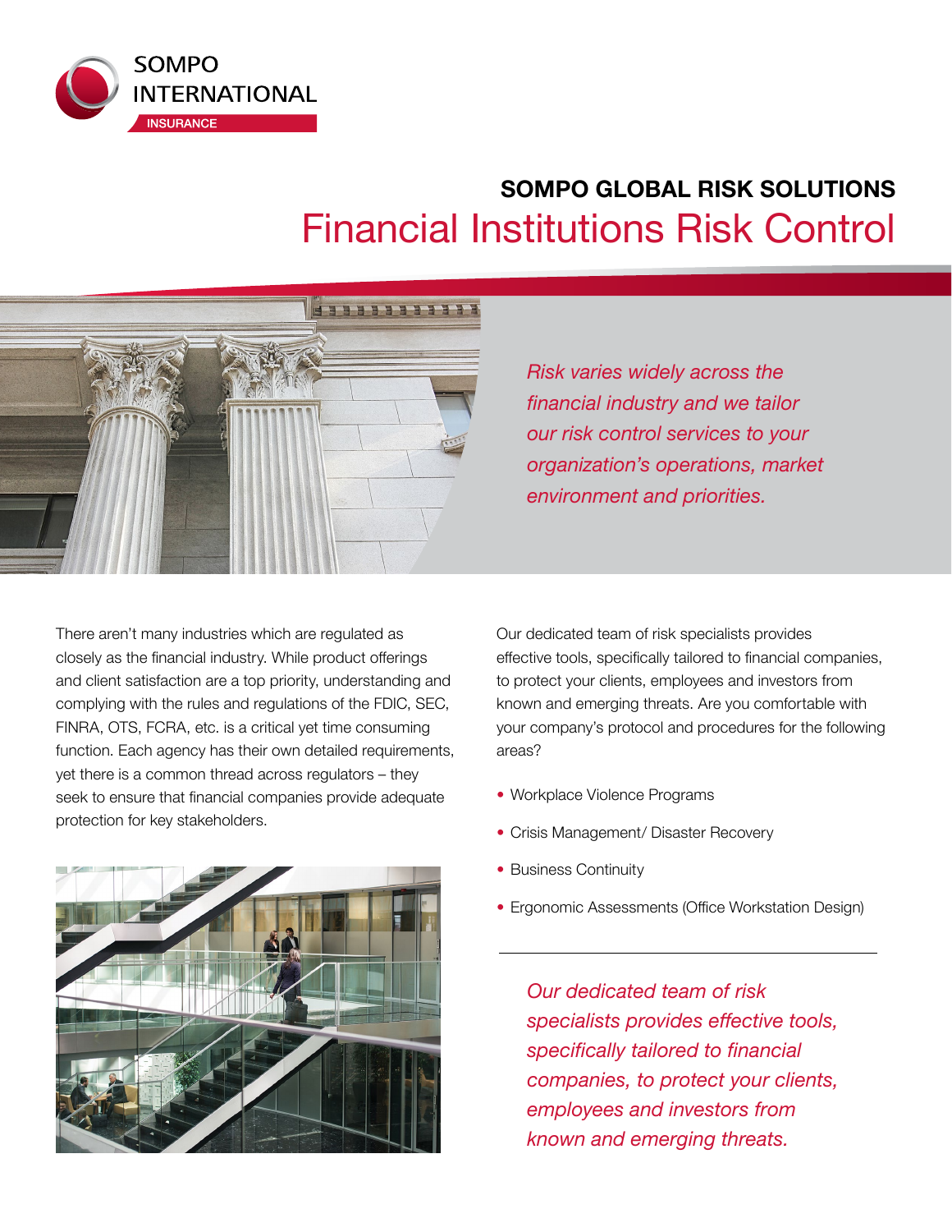SOMPO INTERNATIONAL

INSURANCE

## SOMPO GLOBAL RISK SOLUTIONS

# Financial Institutions Risk Control

*Risk varies widely across the financial industry and we tailor our risk control services to your organization's operations, market environment and priorities.*

There aren't many industries which are regulated as closely as the financial industry. While product offerings and client satisfaction are a top priority, understanding and complying with the rules and regulations of the FDIC, SEC, FINRA, OTS, FCRA, etc. is a critical yet time consuming function. Each agency has their own detailed requirements, yet there is a common thread across regulators – they seek to ensure that financial companies provide adequate protection for key stakeholders.

Our dedicated team of risk specialists provides effective tools, specifically tailored to financial companies, to protect your clients, employees and investors from known and emerging threats. Are you comfortable with your company's protocol and procedures for the following areas?

- Workplace Violence Programs
- Crisis Management/ Disaster Recovery
- Business Continuity
- Ergonomic Assessments (Office Workstation Design)

---

*Our dedicated team of risk specialists provides effective tools, specifically tailored to financial companies, to protect your clients, employees and investors from known and emerging threats.*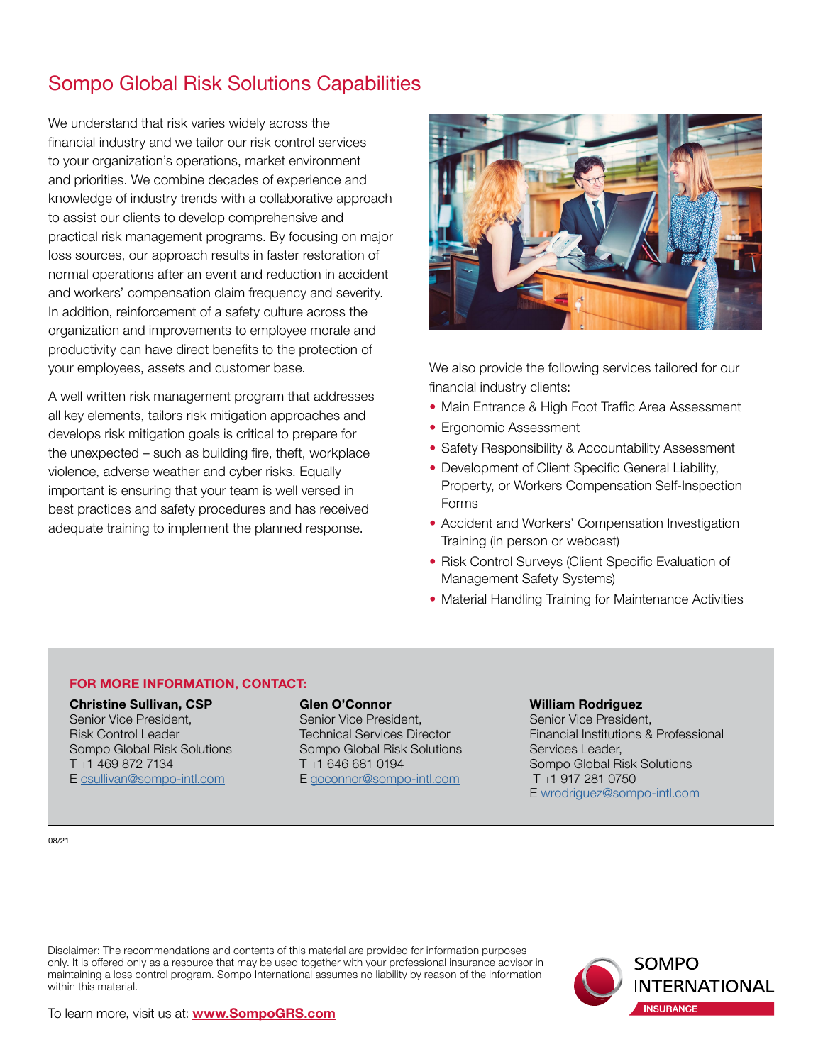# Sompo Global Risk Solutions Capabilities

We understand that risk varies widely across the financial industry and we tailor our risk control services to your organization's operations, market environment and priorities. We combine decades of experience and knowledge of industry trends with a collaborative approach to assist our clients to develop comprehensive and practical risk management programs. By focusing on major loss sources, our approach results in faster restoration of normal operations after an event and reduction in accident and workers' compensation claim frequency and severity. In addition, reinforcement of a safety culture across the organization and improvements to employee morale and productivity can have direct benefits to the protection of your employees, assets and customer base.

A well written risk management program that addresses all key elements, tailors risk mitigation approaches and develops risk mitigation goals is critical to prepare for the unexpected – such as building fire, theft, workplace violence, adverse weather and cyber risks. Equally important is ensuring that your team is well versed in best practices and safety procedures and has received adequate training to implement the planned response.

We also provide the following services tailored for our financial industry clients:

- Main Entrance & High Foot Traffic Area Assessment
- Ergonomic Assessment
- Safety Responsibility & Accountability Assessment
- Development of Client Specific General Liability, Property, or Workers Compensation Self-Inspection Forms
- Accident and Workers' Compensation Investigation Training (in person or webcast)
- Risk Control Surveys (Client Specific Evaluation of Management Safety Systems)
- Material Handling Training for Maintenance Activities

**FOR MORE INFORMATION, CONTACT:**

**Christine Sullivan, CSP**
Senior Vice President,
Risk Control Leader
Sompo Global Risk Solutions
T +1 469 872 7134
E csullivan@sompo-intl.com

**Glen O'Connor**
Senior Vice President,
Technical Services Director
Sompo Global Risk Solutions
T +1 646 681 0194
E goconnor@sompo-intl.com

**William Rodriguez**
Senior Vice President,
Financial Institutions & Professional Services Leader,
Sompo Global Risk Solutions
T +1 917 281 0750
E wrodriguez@sompo-intl.com

08/21

Disclaimer: The recommendations and contents of this material are provided for information purposes only. It is offered only as a resource that may be used together with your professional insurance advisor in maintaining a loss control program. Sompo International assumes no liability by reason of the information within this material.

To learn more, visit us at: **www.SompoGRS.com**

SOMPO INTERNATIONAL INSURANCE